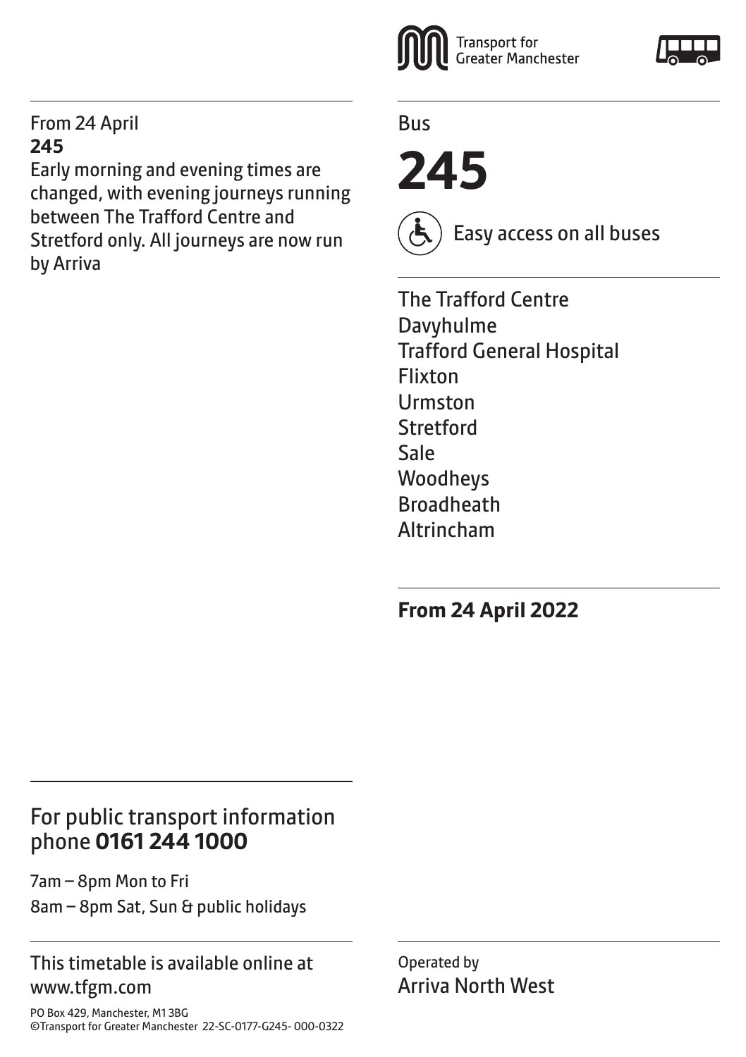From 24 April
**245**
Early morning and evening times are changed, with evening journeys running between The Trafford Centre and Stretford only. All journeys are now run by Arriva

Transport for Greater Manchester

Bus

# 245

Easy access on all buses

The Trafford Centre
Davyhulme
Trafford General Hospital
Flixton
Urmston
Stretford
Sale
Woodheys
Broadheath
Altrincham

**From 24 April 2022**

For public transport information phone **0161 244 1000**

7am – 8pm Mon to Fri
8am – 8pm Sat, Sun & public holidays

This timetable is available online at www.tfgm.com

PO Box 429, Manchester, M1 3BG
©Transport for Greater Manchester 22-SC-0177-G245- 000-0322

Operated by
Arriva North West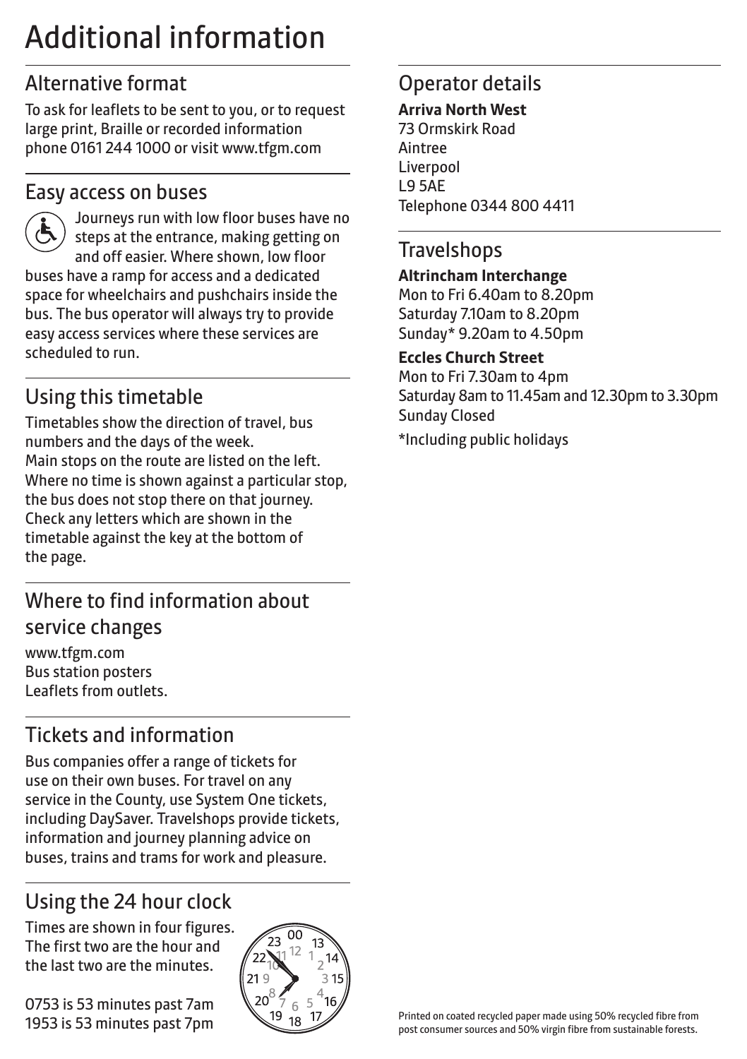# Additional information

## Alternative format

To ask for leaflets to be sent to you, or to request large print, Braille or recorded information phone 0161 244 1000 or visit www.tfgm.com

## Easy access on buses

Journeys run with low floor buses have no steps at the entrance, making getting on and off easier. Where shown, low floor buses have a ramp for access and a dedicated space for wheelchairs and pushchairs inside the bus. The bus operator will always try to provide easy access services where these services are scheduled to run.

## Using this timetable

Timetables show the direction of travel, bus numbers and the days of the week.
Main stops on the route are listed on the left. Where no time is shown against a particular stop, the bus does not stop there on that journey. Check any letters which are shown in the timetable against the key at the bottom of the page.

## Where to find information about service changes

www.tfgm.com
Bus station posters
Leaflets from outlets.

## Tickets and information

Bus companies offer a range of tickets for use on their own buses. For travel on any service in the County, use System One tickets, including DaySaver. Travelshops provide tickets, information and journey planning advice on buses, trains and trams for work and pleasure.

## Using the 24 hour clock

Times are shown in four figures. The first two are the hour and the last two are the minutes.

0753 is 53 minutes past 7am
1953 is 53 minutes past 7pm

## Operator details

**Arriva North West**
73 Ormskirk Road
Aintree
Liverpool
L9 5AE
Telephone 0344 800 4411

## Travelshops

**Altrincham Interchange**
Mon to Fri 6.40am to 8.20pm
Saturday 7.10am to 8.20pm
Sunday* 9.20am to 4.50pm

**Eccles Church Street**
Mon to Fri 7.30am to 4pm
Saturday 8am to 11.45am and 12.30pm to 3.30pm
Sunday Closed

*Including public holidays

Printed on coated recycled paper made using 50% recycled fibre from post consumer sources and 50% virgin fibre from sustainable forests.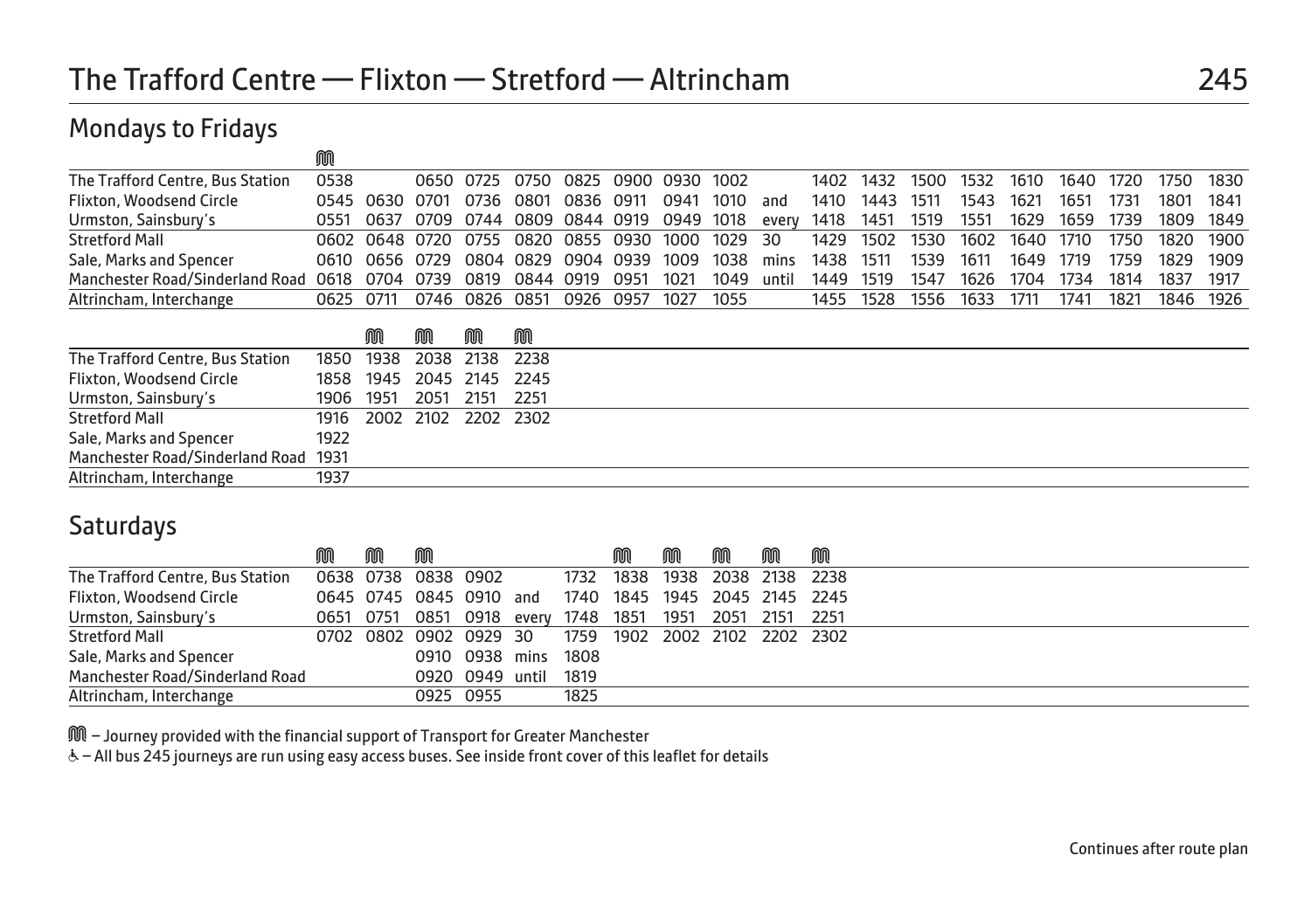# The Trafford Centre — Flixton — Stretford — Altrincham

## Mondays to Fridays

| | M | | | | | | | | | | | | | | | | | | |
|---|---|---|---|---|---|---|---|---|---|---|---|---|---|---|---|---|---|---|---|
| The Trafford Centre, Bus Station | 0538 | | 0650 | 0725 | 0750 | 0825 | 0900 | 0930 | 1002 | | 1402 | 1432 | 1500 | 1532 | 1610 | 1640 | 1720 | 1750 | 1830 |
| Flixton, Woodsend Circle | 0545 | 0630 | 0701 | 0736 | 0801 | 0836 | 0911 | 0941 | 1010 | and | 1410 | 1443 | 1511 | 1543 | 1621 | 1651 | 1731 | 1801 | 1841 |
| Urmston, Sainsbury's | 0551 | 0637 | 0709 | 0744 | 0809 | 0844 | 0919 | 0949 | 1018 | every | 1418 | 1451 | 1519 | 1551 | 1629 | 1659 | 1739 | 1809 | 1849 |
| Stretford Mall | 0602 | 0648 | 0720 | 0755 | 0820 | 0855 | 0930 | 1000 | 1029 | 30 | 1429 | 1502 | 1530 | 1602 | 1640 | 1710 | 1750 | 1820 | 1900 |
| Sale, Marks and Spencer | 0610 | 0656 | 0729 | 0804 | 0829 | 0904 | 0939 | 1009 | 1038 | mins | 1438 | 1511 | 1539 | 1611 | 1649 | 1719 | 1759 | 1829 | 1909 |
| Manchester Road/Sinderland Road | 0618 | 0704 | 0739 | 0819 | 0844 | 0919 | 0951 | 1021 | 1049 | until | 1449 | 1519 | 1547 | 1626 | 1704 | 1734 | 1814 | 1837 | 1917 |
| Altrincham, Interchange | 0625 | 0711 | 0746 | 0826 | 0851 | 0926 | 0957 | 1027 | 1055 | | 1455 | 1528 | 1556 | 1633 | 1711 | 1741 | 1821 | 1846 | 1926 |

| | | M | M | M | M |
|---|---|---|---|---|---|
| The Trafford Centre, Bus Station | 1850 | 1938 | 2038 | 2138 | 2238 |
| Flixton, Woodsend Circle | 1858 | 1945 | 2045 | 2145 | 2245 |
| Urmston, Sainsbury's | 1906 | 1951 | 2051 | 2151 | 2251 |
| Stretford Mall | 1916 | 2002 | 2102 | 2202 | 2302 |
| Sale, Marks and Spencer | 1922 | | | | |
| Manchester Road/Sinderland Road | 1931 | | | | |
| Altrincham, Interchange | 1937 | | | | |

## Saturdays

| | M | M | M | | | | M | M | M | M | M |
|---|---|---|---|---|---|---|---|---|---|---|---|
| The Trafford Centre, Bus Station | 0638 | 0738 | 0838 | 0902 | | 1732 | 1838 | 1938 | 2038 | 2138 | 2238 |
| Flixton, Woodsend Circle | 0645 | 0745 | 0845 | 0910 | and | 1740 | 1845 | 1945 | 2045 | 2145 | 2245 |
| Urmston, Sainsbury's | 0651 | 0751 | 0851 | 0918 | every | 1748 | 1851 | 1951 | 2051 | 2151 | 2251 |
| Stretford Mall | 0702 | 0802 | 0902 | 0929 | 30 | 1759 | 1902 | 2002 | 2102 | 2202 | 2302 |
| Sale, Marks and Spencer | | | 0910 | 0938 | mins | 1808 | | | | | |
| Manchester Road/Sinderland Road | | | 0920 | 0949 | until | 1819 | | | | | |
| Altrincham, Interchange | | | 0925 | 0955 | | 1825 | | | | | |

M – Journey provided with the financial support of Transport for Greater Manchester

♿ – All bus 245 journeys are run using easy access buses. See inside front cover of this leaflet for details

Continues after route plan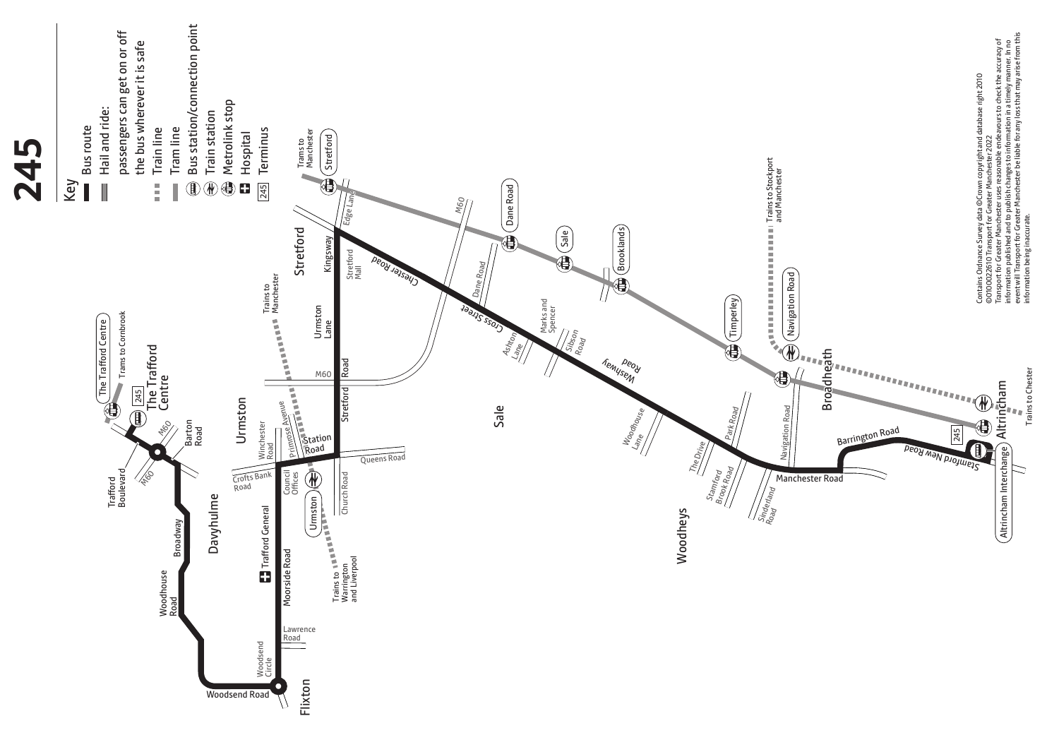# 245

## Key

- Bus route
- Hail and ride: passengers can get on or off the bus wherever it is safe
- Train line
- Tram line
- Bus station/connection point
- Train station
- Metrolink stop
- Hospital
- 245 Terminus

The Trafford Centre
Trams to Cornbrook
245 The Trafford Centre
Trafford Boulevard
M60
Barton Road
Broadway
Woodhouse Road
Davyhulme
Woodsend Road
Woodsend Circle
Flixton
Lawrence Road
Moorside Road
Trafford General
Council Offices
Crofts Bank Road
Winchester Road
Primrose Avenue
Urmston
Station Road
Trains to Manchester
Trains to Warrington and Liverpool
Church Road
Queens Road
Stretford Road
M60
Urmston Lane
Kingsway
Stretford
Stretford Mall
Edge Lane
Trams to Manchester
Stretford
Chester Road
M60
Dane Road
Dane Road
Cross Street
Ashton Lane
Marks and Spencer
Sale
Sibson Road
Sale
Brooklands
Washway Road
Woodhouse Lane
The Drive
Park Road
Stamford Brook Road
Woodheys
Sinderland Road
Timperley
Manchester Road
Navigation Road
Navigation Road
Trains to Stockport and Manchester
Broadheath
Barrington Road
245
Altrincham
Altrincham Interchange
Stamford New Road
Trains to Chester

Contains Ordnance Survey data ©Crown copyright and database right 2010 ©0100022610 Transport for Greater Manchester 2022
Transport for Greater Manchester uses reasonable endeavours to check the accuracy of information published and to publish changes to information in a timely manner. In no event will Transport for Greater Manchester be liable for any loss that may arise from this information being inaccurate.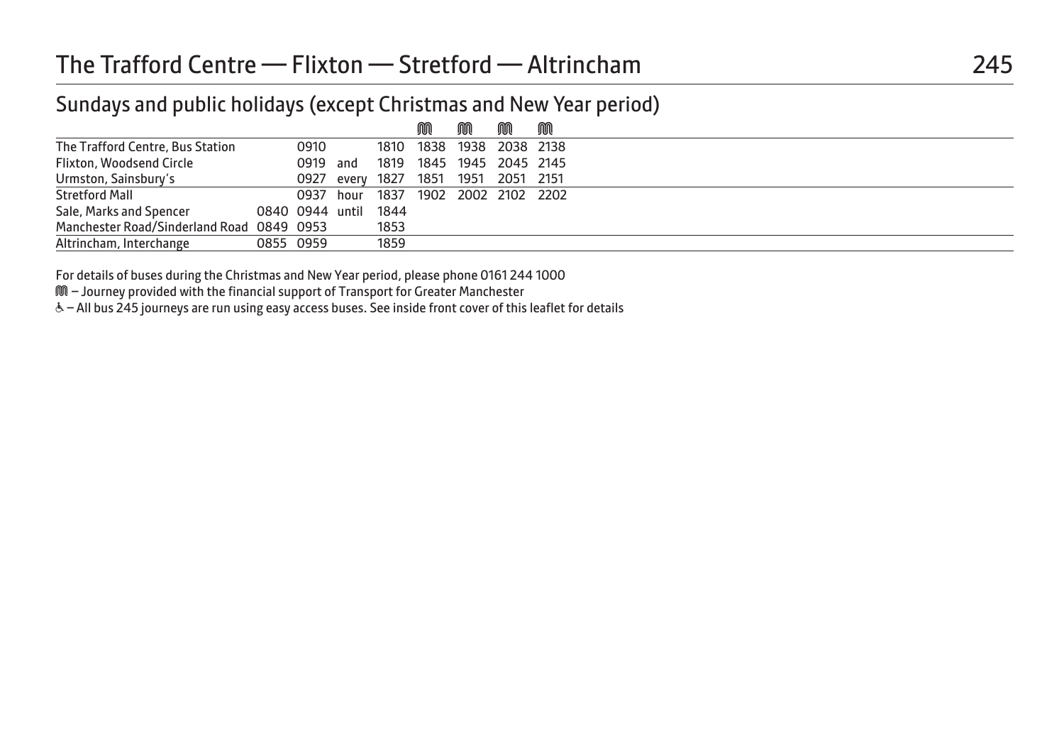# The Trafford Centre — Flixton — Stretford — Altrincham

## Sundays and public holidays (except Christmas and New Year period)

| | | | | | M | M | M | M |
|---|---|---|---|---|---|---|---|---|
| The Trafford Centre, Bus Station | | 0910 | | 1810 | 1838 | 1938 | 2038 | 2138 |
| Flixton, Woodsend Circle | | 0919 | and | 1819 | 1845 | 1945 | 2045 | 2145 |
| Urmston, Sainsbury's | | 0927 | every | 1827 | 1851 | 1951 | 2051 | 2151 |
| Stretford Mall | | 0937 | hour | 1837 | 1902 | 2002 | 2102 | 2202 |
| Sale, Marks and Spencer | 0840 | 0944 | until | 1844 | | | | |
| Manchester Road/Sinderland Road | 0849 | 0953 | | 1853 | | | | |
| Altrincham, Interchange | 0855 | 0959 | | 1859 | | | | |

For details of buses during the Christmas and New Year period, please phone 0161 244 1000

M – Journey provided with the financial support of Transport for Greater Manchester

♿ – All bus 245 journeys are run using easy access buses. See inside front cover of this leaflet for details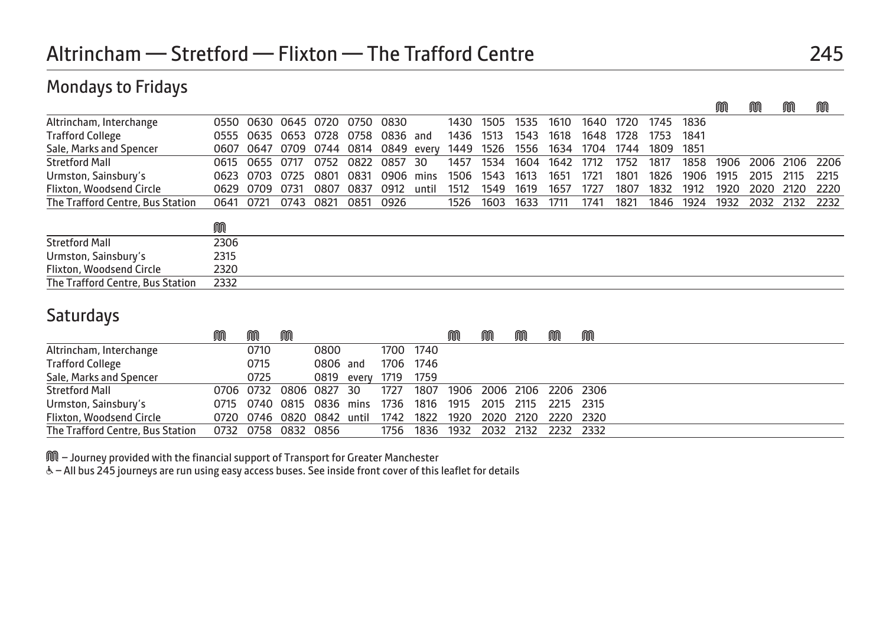# Altrincham — Stretford — Flixton — The Trafford Centre

245

## Mondays to Fridays

| | | | | | | | | | | | | | | | | Ⓜ | Ⓜ | Ⓜ | Ⓜ |
|---|---|---|---|---|---|---|---|---|---|---|---|---|---|---|---|---|---|---|---|
| Altrincham, Interchange | 0550 | 0630 | 0645 | 0720 | 0750 | 0830 | | 1430 | 1505 | 1535 | 1610 | 1640 | 1720 | 1745 | 1836 | | | | |
| Trafford College | 0555 | 0635 | 0653 | 0728 | 0758 | 0836 | and | 1436 | 1513 | 1543 | 1618 | 1648 | 1728 | 1753 | 1841 | | | | |
| Sale, Marks and Spencer | 0607 | 0647 | 0709 | 0744 | 0814 | 0849 | every | 1449 | 1526 | 1556 | 1634 | 1704 | 1744 | 1809 | 1851 | | | | |
| Stretford Mall | 0615 | 0655 | 0717 | 0752 | 0822 | 0857 | 30 | 1457 | 1534 | 1604 | 1642 | 1712 | 1752 | 1817 | 1858 | 1906 | 2006 | 2106 | 2206 |
| Urmston, Sainsbury's | 0623 | 0703 | 0725 | 0801 | 0831 | 0906 | mins | 1506 | 1543 | 1613 | 1651 | 1721 | 1801 | 1826 | 1906 | 1915 | 2015 | 2115 | 2215 |
| Flixton, Woodsend Circle | 0629 | 0709 | 0731 | 0807 | 0837 | 0912 | until | 1512 | 1549 | 1619 | 1657 | 1727 | 1807 | 1832 | 1912 | 1920 | 2020 | 2120 | 2220 |
| The Trafford Centre, Bus Station | 0641 | 0721 | 0743 | 0821 | 0851 | 0926 | | 1526 | 1603 | 1633 | 1711 | 1741 | 1821 | 1846 | 1924 | 1932 | 2032 | 2132 | 2232 |

| | Ⓜ |
|---|---|
| Stretford Mall | 2306 |
| Urmston, Sainsbury's | 2315 |
| Flixton, Woodsend Circle | 2320 |
| The Trafford Centre, Bus Station | 2332 |

## Saturdays

| | Ⓜ | Ⓜ | Ⓜ | | | | | Ⓜ | Ⓜ | Ⓜ | Ⓜ | Ⓜ |
|---|---|---|---|---|---|---|---|---|---|---|---|---|
| Altrincham, Interchange | | 0710 | | 0800 | | 1700 | 1740 | | | | | |
| Trafford College | | 0715 | | 0806 | and | 1706 | 1746 | | | | | |
| Sale, Marks and Spencer | | 0725 | | 0819 | every | 1719 | 1759 | | | | | |
| Stretford Mall | 0706 | 0732 | 0806 | 0827 | 30 | 1727 | 1807 | 1906 | 2006 | 2106 | 2206 | 2306 |
| Urmston, Sainsbury's | 0715 | 0740 | 0815 | 0836 | mins | 1736 | 1816 | 1915 | 2015 | 2115 | 2215 | 2315 |
| Flixton, Woodsend Circle | 0720 | 0746 | 0820 | 0842 | until | 1742 | 1822 | 1920 | 2020 | 2120 | 2220 | 2320 |
| The Trafford Centre, Bus Station | 0732 | 0758 | 0832 | 0856 | | 1756 | 1836 | 1932 | 2032 | 2132 | 2232 | 2332 |

Ⓜ – Journey provided with the financial support of Transport for Greater Manchester

♿ – All bus 245 journeys are run using easy access buses. See inside front cover of this leaflet for details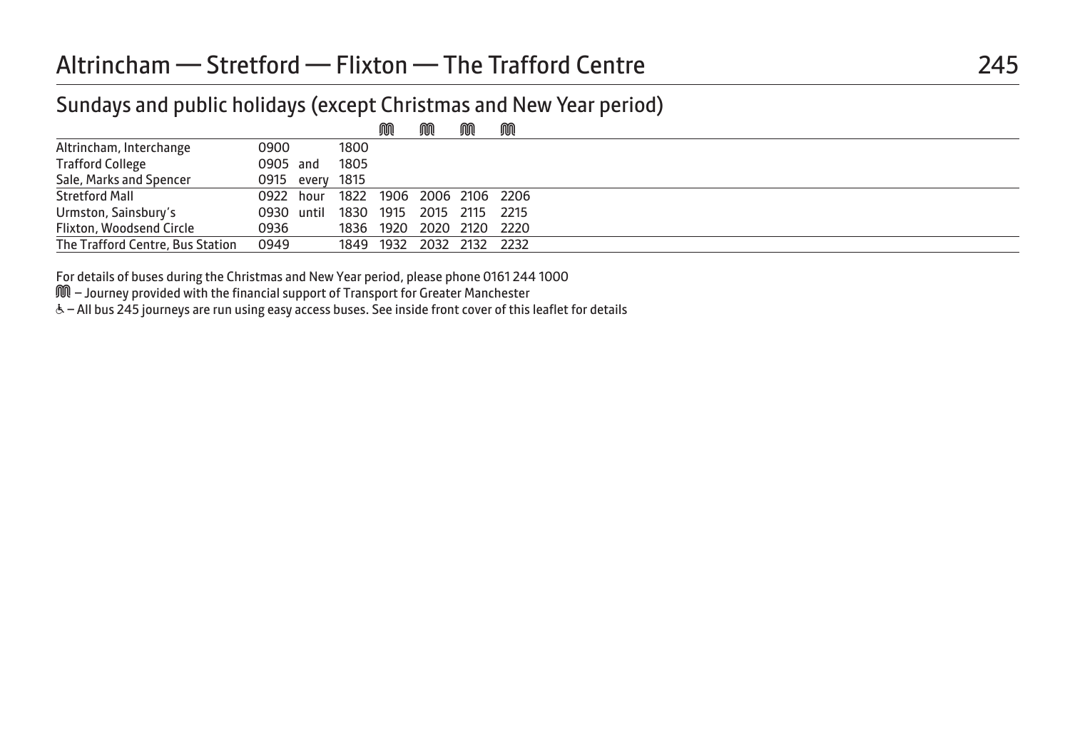# Altrincham — Stretford — Flixton — The Trafford Centre

## Sundays and public holidays (except Christmas and New Year period)

| | | | | M | M | M | M |
|---|---|---|---|---|---|---|---|
| Altrincham, Interchange | 0900 | | 1800 | | | | |
| Trafford College | 0905 | and | 1805 | | | | |
| Sale, Marks and Spencer | 0915 | every | 1815 | | | | |
| Stretford Mall | 0922 | hour | 1822 | 1906 | 2006 | 2106 | 2206 |
| Urmston, Sainsbury's | 0930 | until | 1830 | 1915 | 2015 | 2115 | 2215 |
| Flixton, Woodsend Circle | 0936 | | 1836 | 1920 | 2020 | 2120 | 2220 |
| The Trafford Centre, Bus Station | 0949 | | 1849 | 1932 | 2032 | 2132 | 2232 |

For details of buses during the Christmas and New Year period, please phone 0161 244 1000

M – Journey provided with the financial support of Transport for Greater Manchester

♿ – All bus 245 journeys are run using easy access buses. See inside front cover of this leaflet for details